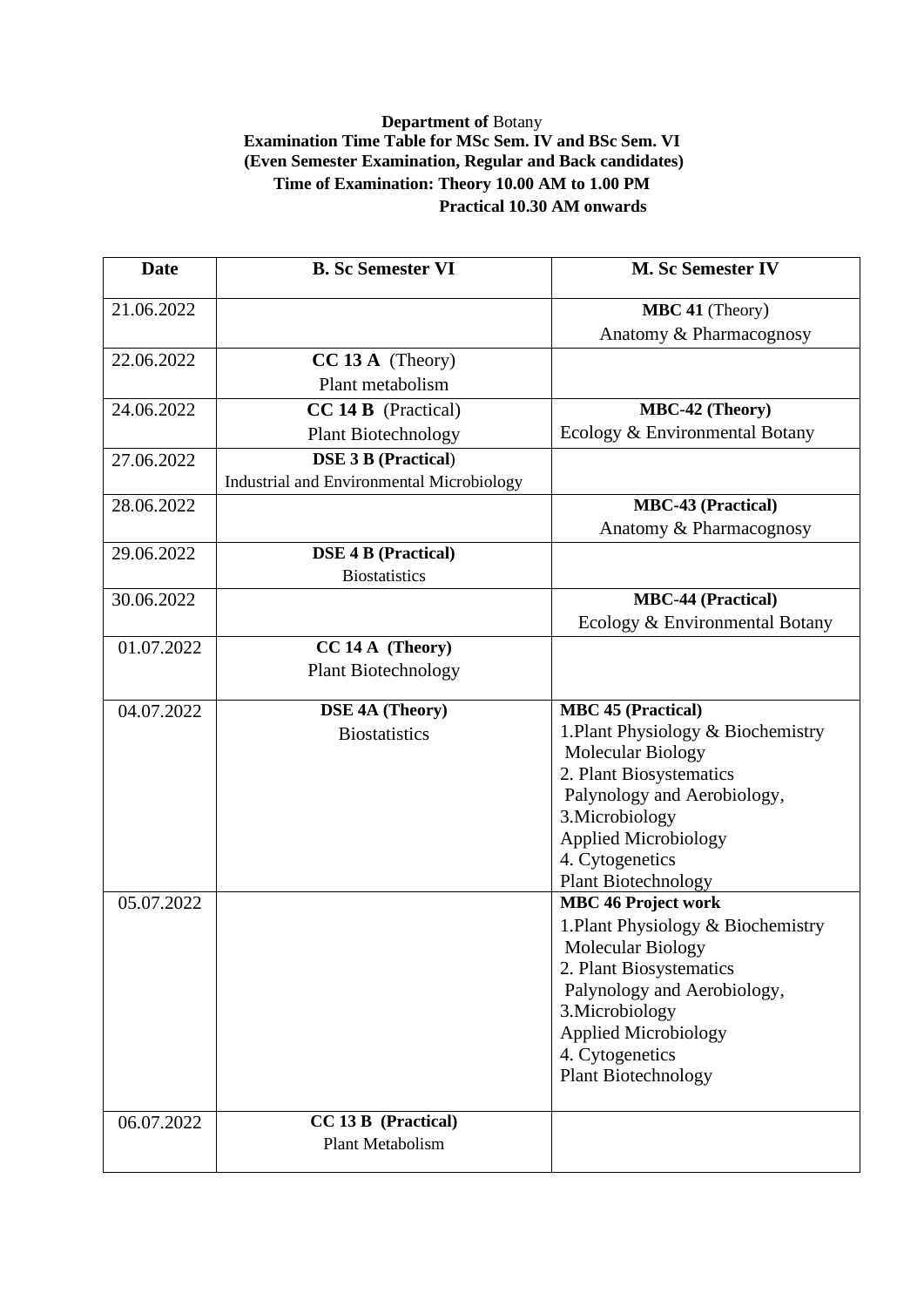**Department of** Botany
**Examination Time Table for MSc Sem. IV and BSc Sem. VI**
**(Even Semester Examination, Regular and Back candidates)**
**Time of Examination: Theory 10.00 AM to 1.00 PM**
**Practical 10.30 AM onwards**

| Date | B. Sc Semester VI | M. Sc Semester IV |
|---|---|---|
| 21.06.2022 | | **MBC 41** (Theory) Anatomy & Pharmacognosy |
| 22.06.2022 | **CC 13 A** (Theory) Plant metabolism | |
| 24.06.2022 | **CC 14 B** (Practical) Plant Biotechnology | **MBC-42 (Theory)** Ecology & Environmental Botany |
| 27.06.2022 | **DSE 3 B (Practical)** Industrial and Environmental Microbiology | |
| 28.06.2022 | | **MBC-43 (Practical)** Anatomy & Pharmacognosy |
| 29.06.2022 | **DSE 4 B (Practical)** Biostatistics | |
| 30.06.2022 | | **MBC-44 (Practical)** Ecology & Environmental Botany |
| 01.07.2022 | **CC 14 A (Theory)** Plant Biotechnology | |
| 04.07.2022 | **DSE 4A (Theory)** Biostatistics | **MBC 45 (Practical)** 1.Plant Physiology & Biochemistry Molecular Biology 2. Plant Biosystematics Palynology and Aerobiology, 3.Microbiology Applied Microbiology 4. Cytogenetics Plant Biotechnology |
| 05.07.2022 | | **MBC 46 Project work** 1.Plant Physiology & Biochemistry Molecular Biology 2. Plant Biosystematics Palynology and Aerobiology, 3.Microbiology Applied Microbiology 4. Cytogenetics Plant Biotechnology |
| 06.07.2022 | **CC 13 B (Practical)** Plant Metabolism | |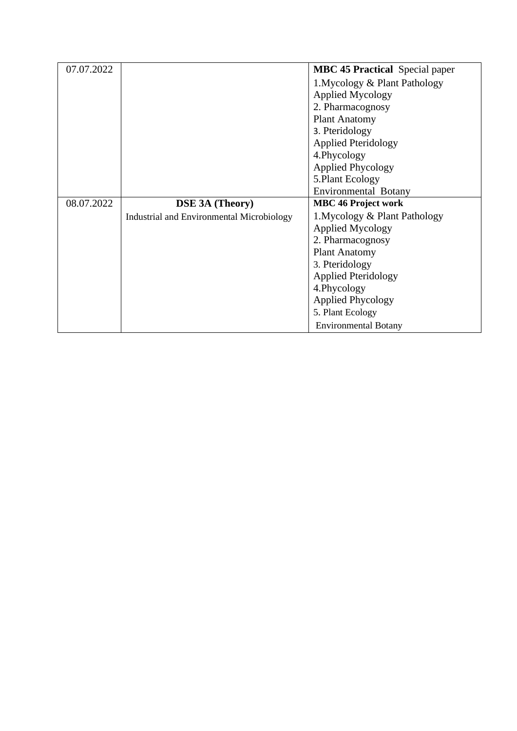| | | |
|---|---|---|
| 07.07.2022 | | **MBC 45 Practical** Special paper<br>1.Mycology & Plant Pathology<br>Applied Mycology<br>2. Pharmacognosy<br>Plant Anatomy<br>3. Pteridology<br>Applied Pteridology<br>4.Phycology<br>Applied Phycology<br>5.Plant Ecology<br>Environmental Botany |
| 08.07.2022 | **DSE 3A (Theory)**<br>Industrial and Environmental Microbiology | **MBC 46 Project work**<br>1.Mycology & Plant Pathology<br>Applied Mycology<br>2. Pharmacognosy<br>Plant Anatomy<br>3. Pteridology<br>Applied Pteridology<br>4.Phycology<br>Applied Phycology<br>5. Plant Ecology<br>Environmental Botany |